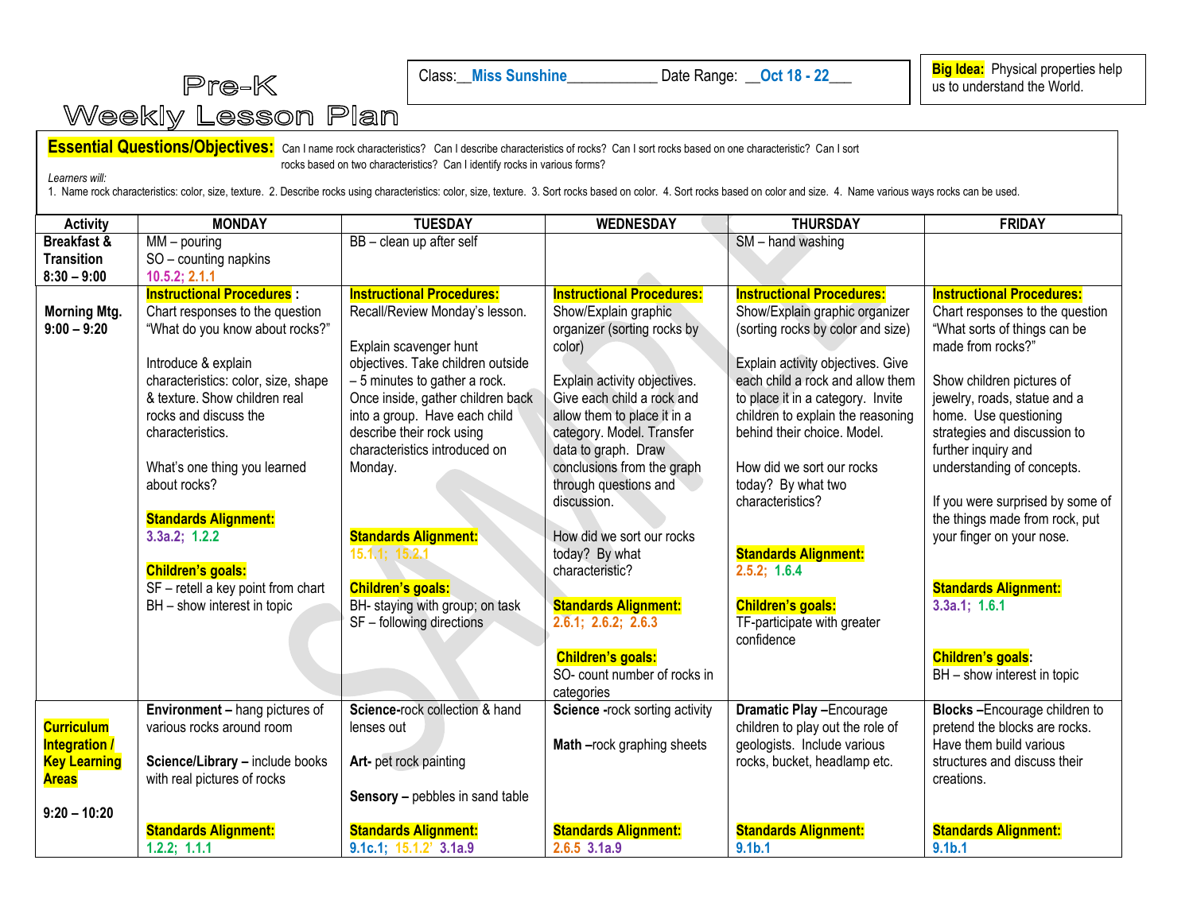# Pre-K Weekly Lesson Plan

Class: __Miss Sunshine___________ Date Range: __Oct 18 - 22___

**Big Idea:** Physical properties help us to understand the World.

**Essential Questions/Objectives:** Can I name rock characteristics? Can I describe characteristics of rocks? Can I sort rocks based on one characteristic? Can I sort rocks based on two characteristics? Can I identify rocks in various forms?

*Learners will:*
1. Name rock characteristics: color, size, texture. 2. Describe rocks using characteristics: color, size, texture. 3. Sort rocks based on color. 4. Sort rocks based on color and size. 4. Name various ways rocks can be used.

| Activity | MONDAY | TUESDAY | WEDNESDAY | THURSDAY | FRIDAY |
|---|---|---|---|---|---|
| **Breakfast & Transition 8:30 – 9:00** | MM – pouring<br>SO – counting napkins<br>10.5.2; 2.1.1 | BB – clean up after self | | SM – hand washing | |
| **Morning Mtg. 9:00 – 9:20** | **Instructional Procedures**:<br>Chart responses to the question "What do you know about rocks?"<br><br>Introduce & explain characteristics: color, size, shape & texture. Show children real rocks and discuss the characteristics.<br><br>What's one thing you learned about rocks?<br><br>**Standards Alignment:**<br>3.3a.2; 1.2.2<br><br>**Children's goals:**<br>SF – retell a key point from chart<br>BH – show interest in topic | **Instructional Procedures:**<br>Recall/Review Monday's lesson.<br><br>Explain scavenger hunt objectives. Take children outside – 5 minutes to gather a rock. Once inside, gather children back into a group. Have each child describe their rock using characteristics introduced on Monday.<br><br>**Standards Alignment:**<br>15.1.1; 15.2.1<br><br>**Children's goals:**<br>BH- staying with group; on task<br>SF – following directions | **Instructional Procedures:**<br>Show/Explain graphic organizer (sorting rocks by color)<br><br>Explain activity objectives. Give each child a rock and allow them to place it in a category. Model. Transfer data to graph. Draw conclusions from the graph through questions and discussion.<br><br>How did we sort our rocks today? By what characteristic?<br><br>**Standards Alignment:**<br>2.6.1; 2.6.2; 2.6.3<br><br>**Children's goals:**<br>SO- count number of rocks in categories | **Instructional Procedures:**<br>Show/Explain graphic organizer (sorting rocks by color and size)<br><br>Explain activity objectives. Give each child a rock and allow them to place it in a category. Invite children to explain the reasoning behind their choice. Model.<br><br>How did we sort our rocks today? By what two characteristics?<br><br>**Standards Alignment:**<br>2.5.2; 1.6.4<br><br>**Children's goals:**<br>TF-participate with greater confidence | **Instructional Procedures:**<br>Chart responses to the question "What sorts of things can be made from rocks?"<br><br>Show children pictures of jewelry, roads, statue and a home. Use questioning strategies and discussion to further inquiry and understanding of concepts.<br><br>If you were surprised by some of the things made from rock, put your finger on your nose.<br><br>**Standards Alignment:**<br>3.3a.1; 1.6.1<br><br>**Children's goals**:<br>BH – show interest in topic |
| **Curriculum Integration / Key Learning Areas**<br><br>**9:20 – 10:20** | **Environment –** hang pictures of various rocks around room<br><br>**Science/Library –** include books with real pictures of rocks<br><br>**Standards Alignment:**<br>1.2.2; 1.1.1 | **Science-**rock collection & hand lenses out<br><br>**Art-** pet rock painting<br><br>**Sensory –** pebbles in sand table<br><br>**Standards Alignment:**<br>9.1c.1; 15.1.2' 3.1a.9 | **Science -**rock sorting activity<br><br>**Math –**rock graphing sheets<br><br>**Standards Alignment:**<br>2.6.5 3.1a.9 | **Dramatic Play –**Encourage children to play out the role of geologists. Include various rocks, bucket, headlamp etc.<br><br>**Standards Alignment:**<br>9.1b.1 | **Blocks –**Encourage children to pretend the blocks are rocks. Have them build various structures and discuss their creations.<br><br>**Standards Alignment:**<br>9.1b.1 |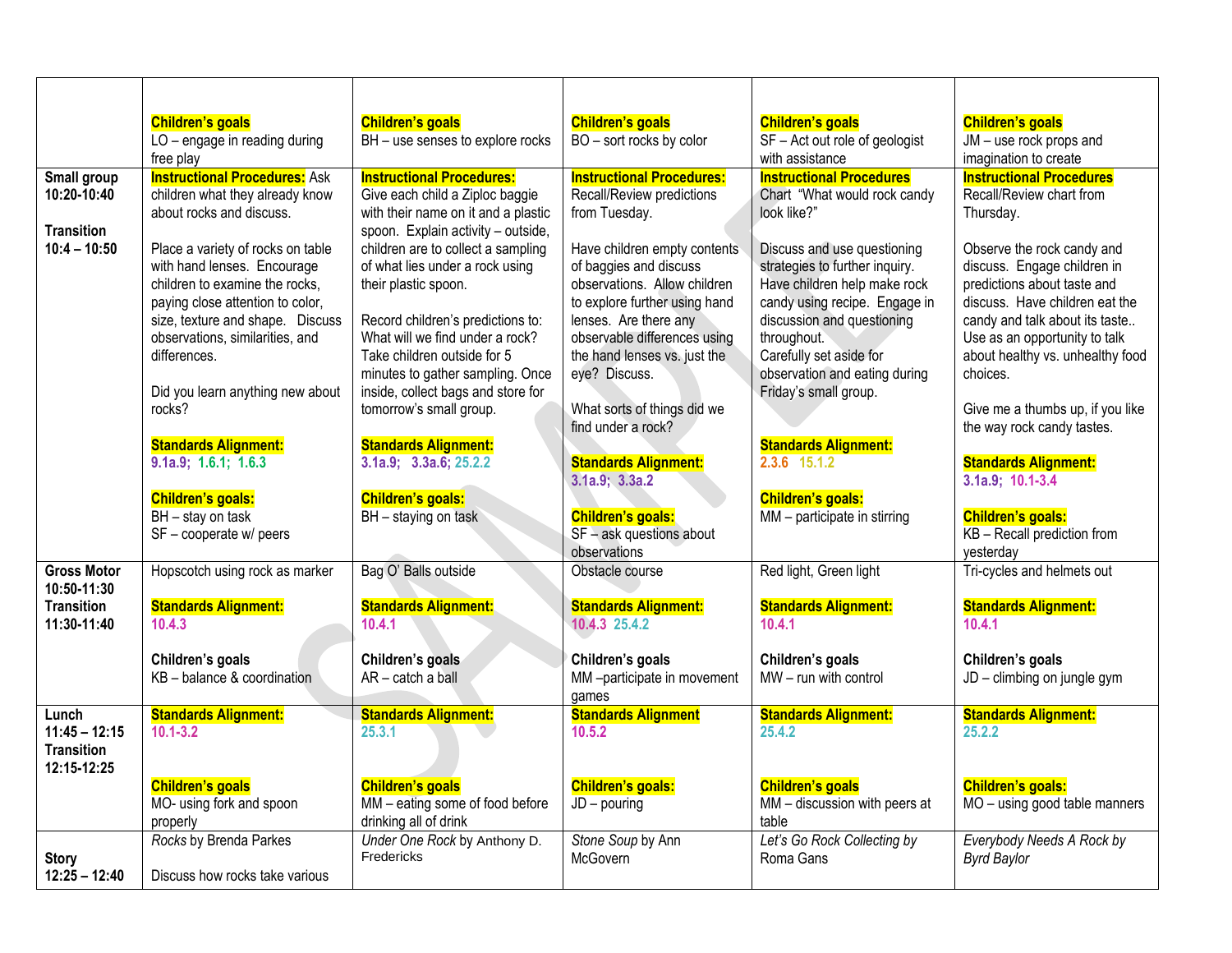| | | | | | |
|---|---|---|---|---|---|
| | **Children's goals** LO – engage in reading during free play | **Children's goals** BH – use senses to explore rocks | **Children's goals** BO – sort rocks by color | **Children's goals** SF – Act out role of geologist with assistance | **Children's goals** JM – use rock props and imagination to create |
| **Small group 10:20-10:40** **Transition 10:4 – 10:50** | **Instructional Procedures:** Ask children what they already know about rocks and discuss. Place a variety of rocks on table with hand lenses. Encourage children to examine the rocks, paying close attention to color, size, texture and shape. Discuss observations, similarities, and differences. Did you learn anything new about rocks? **Standards Alignment:** 9.1a.9; 1.6.1; 1.6.3 **Children's goals:** BH – stay on task SF – cooperate w/ peers | **Instructional Procedures:** Give each child a Ziploc baggie with their name on it and a plastic spoon. Explain activity – outside, children are to collect a sampling of what lies under a rock using their plastic spoon. Record children's predictions to: What will we find under a rock? Take children outside for 5 minutes to gather sampling. Once inside, collect bags and store for tomorrow's small group. **Standards Alignment:** 3.1a.9; 3.3a.6; 25.2.2 **Children's goals:** BH – staying on task | **Instructional Procedures:** Recall/Review predictions from Tuesday. Have children empty contents of baggies and discuss observations. Allow children to explore further using hand lenses. Are there any observable differences using the hand lenses vs. just the eye? Discuss. What sorts of things did we find under a rock? **Standards Alignment:** 3.1a.9; 3.3a.2 **Children's goals:** SF – ask questions about observations | **Instructional Procedures** Chart "What would rock candy look like?" Discuss and use questioning strategies to further inquiry. Have children help make rock candy using recipe. Engage in discussion and questioning throughout. Carefully set aside for observation and eating during Friday's small group. **Standards Alignment:** 2.3.6 15.1.2 **Children's goals:** MM – participate in stirring | **Instructional Procedures** Recall/Review chart from Thursday. Observe the rock candy and discuss. Engage children in predictions about taste and discuss. Have children eat the candy and talk about its taste.. Use as an opportunity to talk about healthy vs. unhealthy food choices. Give me a thumbs up, if you like the way rock candy tastes. **Standards Alignment:** 3.1a.9; 10.1-3.4 **Children's goals:** KB – Recall prediction from yesterday |
| **Gross Motor 10:50-11:30** **Transition 11:30-11:40** | Hopscotch using rock as marker **Standards Alignment:** 10.4.3 **Children's goals** KB – balance & coordination | Bag O' Balls outside **Standards Alignment:** 10.4.1 **Children's goals** AR – catch a ball | Obstacle course **Standards Alignment:** 10.4.3 25.4.2 **Children's goals** MM –participate in movement games | Red light, Green light **Standards Alignment:** 10.4.1 **Children's goals** MW – run with control | Tri-cycles and helmets out **Standards Alignment:** 10.4.1 **Children's goals** JD – climbing on jungle gym |
| **Lunch 11:45 – 12:15** **Transition 12:15-12:25** | **Standards Alignment:** 10.1-3.2 **Children's goals** MO- using fork and spoon properly | **Standards Alignment:** 25.3.1 **Children's goals** MM – eating some of food before drinking all of drink | **Standards Alignment** 10.5.2 **Children's goals:** JD – pouring | **Standards Alignment:** 25.4.2 **Children's goals** MM – discussion with peers at table | **Standards Alignment:** 25.2.2 **Children's goals:** MO – using good table manners |
| **Story 12:25 – 12:40** | *Rocks* by Brenda Parkes Discuss how rocks take various | *Under One Rock* by Anthony D. Fredericks | *Stone Soup* by Ann McGovern | *Let's Go Rock Collecting by* Roma Gans | *Everybody Needs A Rock by Byrd Baylor* |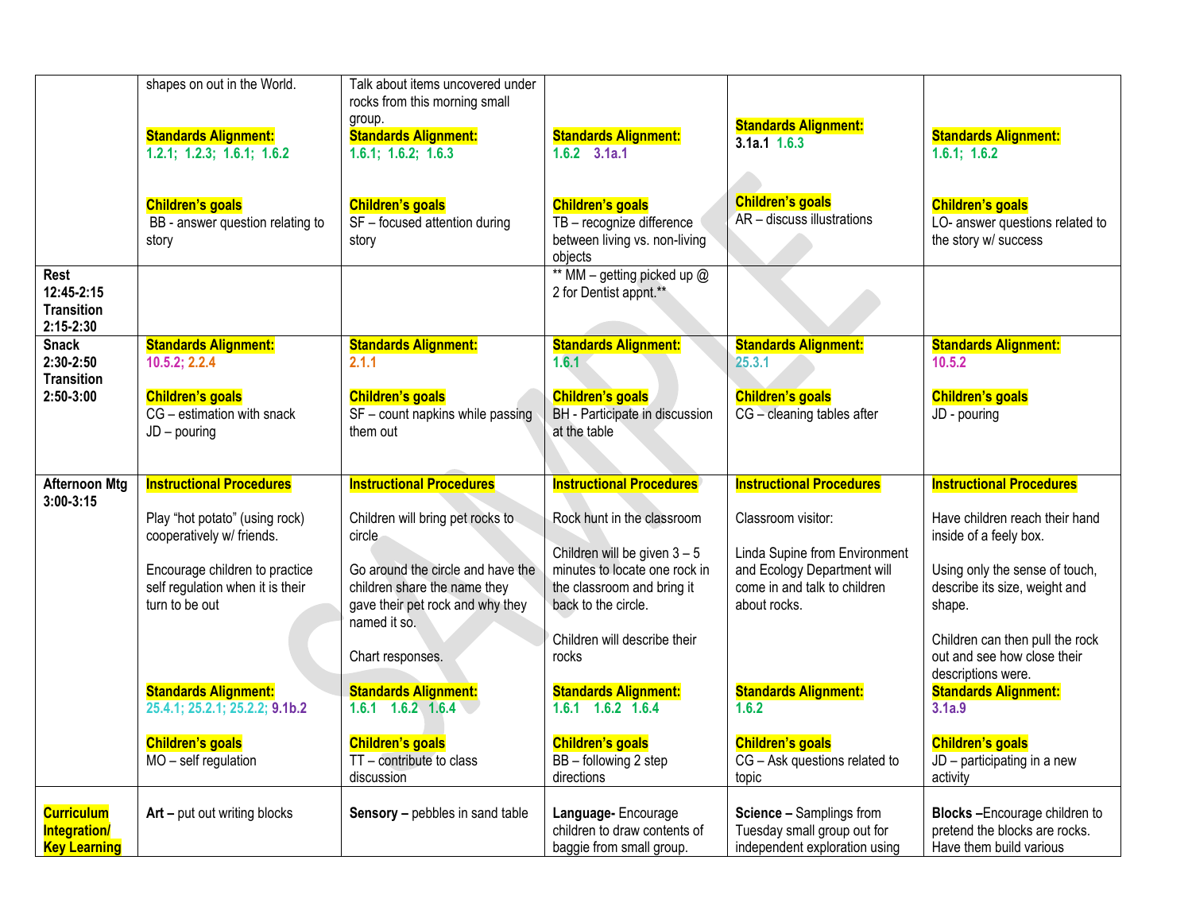| | | | | | |
|---|---|---|---|---|---|
| | shapes on out in the World.<br><br>**Standards Alignment:**<br>1.2.1; 1.2.3; 1.6.1; 1.6.2<br><br>**Children's goals**<br>BB - answer question relating to story | Talk about items uncovered under rocks from this morning small group.<br>**Standards Alignment:**<br>1.6.1; 1.6.2; 1.6.3<br><br>**Children's goals**<br>SF – focused attention during story | **Standards Alignment:**<br>1.6.2 3.1a.1<br><br>**Children's goals**<br>TB – recognize difference between living vs. non-living objects | **Standards Alignment:**<br>3.1a.1 1.6.3<br><br>**Children's goals**<br>AR – discuss illustrations | **Standards Alignment:**<br>1.6.1; 1.6.2<br><br>**Children's goals**<br>LO- answer questions related to the story w/ success |
| **Rest 12:45-2:15 Transition 2:15-2:30** | | | ** MM – getting picked up @ 2 for Dentist appnt.** | | |
| **Snack 2:30-2:50 Transition 2:50-3:00** | **Standards Alignment:**<br>10.5.2; 2.2.4<br><br>**Children's goals**<br>CG – estimation with snack<br>JD – pouring | **Standards Alignment:**<br>2.1.1<br><br>**Children's goals**<br>SF – count napkins while passing them out | **Standards Alignment:**<br>1.6.1<br><br>**Children's goals**<br>BH - Participate in discussion at the table | **Standards Alignment:**<br>25.3.1<br><br>**Children's goals**<br>CG – cleaning tables after | **Standards Alignment:**<br>10.5.2<br><br>**Children's goals**<br>JD - pouring |
| **Afternoon Mtg 3:00-3:15** | **Instructional Procedures**<br><br>Play "hot potato" (using rock) cooperatively w/ friends.<br><br>Encourage children to practice self regulation when it is their turn to be out<br><br>**Standards Alignment:**<br>25.4.1; 25.2.1; 25.2.2; 9.1b.2<br><br>**Children's goals**<br>MO – self regulation | **Instructional Procedures**<br><br>Children will bring pet rocks to circle<br><br>Go around the circle and have the children share the name they gave their pet rock and why they named it so.<br><br>Chart responses.<br><br>**Standards Alignment:**<br>1.6.1 1.6.2 1.6.4<br><br>**Children's goals**<br>TT – contribute to class discussion | **Instructional Procedures**<br><br>Rock hunt in the classroom<br><br>Children will be given 3 – 5 minutes to locate one rock in the classroom and bring it back to the circle.<br><br>Children will describe their rocks<br><br>**Standards Alignment:**<br>1.6.1 1.6.2 1.6.4<br><br>**Children's goals**<br>BB – following 2 step directions | **Instructional Procedures**<br><br>Classroom visitor:<br><br>Linda Supine from Environment and Ecology Department will come in and talk to children about rocks.<br><br>**Standards Alignment:**<br>1.6.2<br><br>**Children's goals**<br>CG – Ask questions related to topic | **Instructional Procedures**<br><br>Have children reach their hand inside of a feely box.<br><br>Using only the sense of touch, describe its size, weight and shape.<br><br>Children can then pull the rock out and see how close their descriptions were.<br>**Standards Alignment:**<br>3.1a.9<br><br>**Children's goals**<br>JD – participating in a new activity |
| **Curriculum Integration/ Key Learning** | **Art –** put out writing blocks | **Sensory –** pebbles in sand table | **Language-** Encourage children to draw contents of baggie from small group. | **Science –** Samplings from Tuesday small group out for independent exploration using | **Blocks –**Encourage children to pretend the blocks are rocks. Have them build various |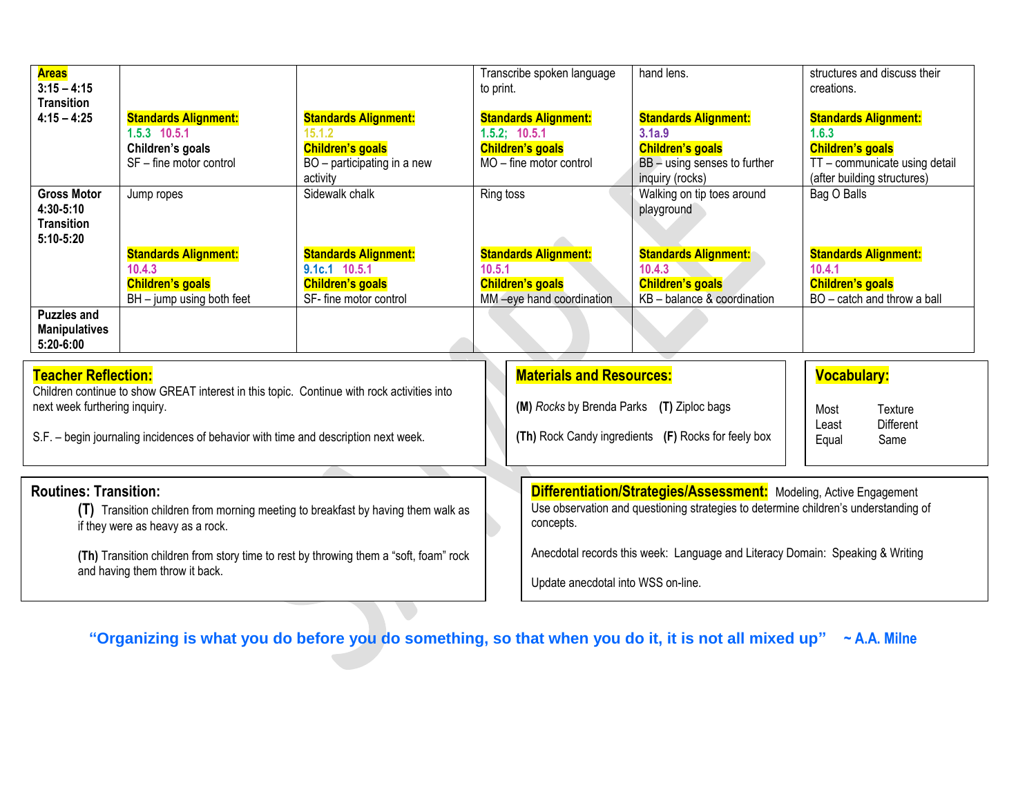| | | | | | |
|---|---|---|---|---|---|
| **Areas** 3:15 – 4:15 **Transition** 4:15 – 4:25 | **Standards Alignment:** 1.5.3 10.5.1 **Children's goals** SF – fine motor control | **Standards Alignment:** 15.1.2 **Children's goals** BO – participating in a new activity | Transcribe spoken language to print. **Standards Alignment:** 1.5.2; 10.5.1 **Children's goals** MO – fine motor control | hand lens. **Standards Alignment:** 3.1a.9 **Children's goals** BB – using senses to further inquiry (rocks) | structures and discuss their creations. **Standards Alignment:** 1.6.3 **Children's goals** TT – communicate using detail (after building structures) |
| **Gross Motor** 4:30-5:10 **Transition** 5:10-5:20 | Jump ropes **Standards Alignment:** 10.4.3 **Children's goals** BH – jump using both feet | Sidewalk chalk **Standards Alignment:** 9.1c.1 10.5.1 **Children's goals** SF- fine motor control | Ring toss **Standards Alignment:** 10.5.1 **Children's goals** MM –eye hand coordination | Walking on tip toes around playground **Standards Alignment:** 10.4.3 **Children's goals** KB – balance & coordination | Bag O Balls **Standards Alignment:** 10.4.1 **Children's goals** BO – catch and throw a ball |
| **Puzzles and Manipulatives** 5:20-6:00 | | | | | |

**Teacher Reflection:**
Children continue to show GREAT interest in this topic. Continue with rock activities into next week furthering inquiry.

S.F. – begin journaling incidences of behavior with time and description next week.

**Materials and Resources:**

**(M)** *Rocks* by Brenda Parks **(T)** Ziploc bags

**(Th)** Rock Candy ingredients **(F)** Rocks for feely box

**Vocabulary:**

| | |
|---|---|
| Most | Texture |
| Least | Different |
| Equal | Same |

**Routines: Transition:**

**(T)** Transition children from morning meeting to breakfast by having them walk as if they were as heavy as a rock.

**(Th)** Transition children from story time to rest by throwing them a "soft, foam" rock and having them throw it back.

**Differentiation/Strategies/Assessment:** Modeling, Active Engagement
Use observation and questioning strategies to determine children's understanding of concepts.

Anecdotal records this week: Language and Literacy Domain: Speaking & Writing

Update anecdotal into WSS on-line.

**"Organizing is what you do before you do something, so that when you do it, it is not all mixed up" ~ A.A. Milne**